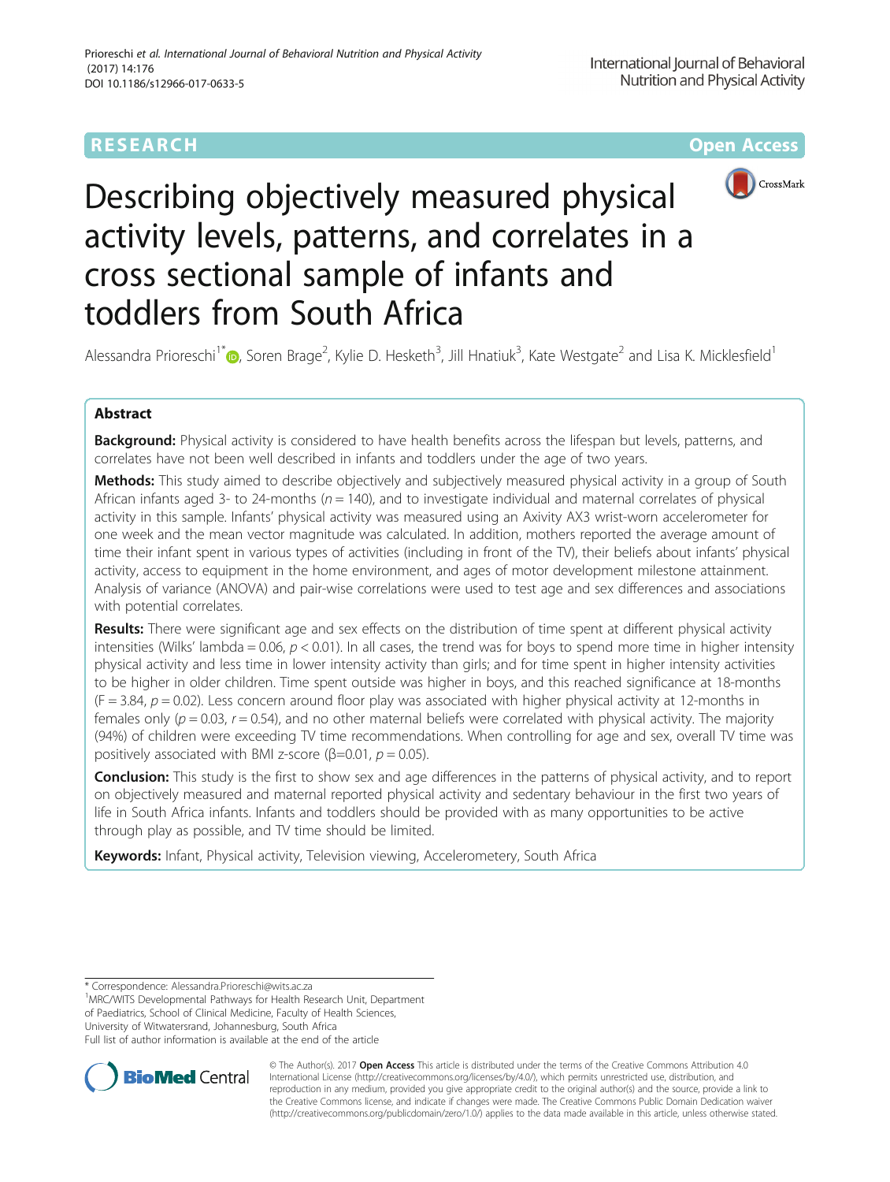RESEARCH Open Access

# Describing objectively measured physical activity levels, patterns, and correlates in a cross sectional sample of infants and toddlers from South Africa

Alessandra Prioreschi[1*], Soren Brage[2], Kylie D. Hesketh[3], Jill Hnatiuk[3], Kate Westgate[2] and Lisa K. Micklesfield[1]

## Abstract

**Background:** Physical activity is considered to have health benefits across the lifespan but levels, patterns, and correlates have not been well described in infants and toddlers under the age of two years.

**Methods:** This study aimed to describe objectively and subjectively measured physical activity in a group of South African infants aged 3- to 24-months ($n = 140$), and to investigate individual and maternal correlates of physical activity in this sample. Infants' physical activity was measured using an Axivity AX3 wrist-worn accelerometer for one week and the mean vector magnitude was calculated. In addition, mothers reported the average amount of time their infant spent in various types of activities (including in front of the TV), their beliefs about infants' physical activity, access to equipment in the home environment, and ages of motor development milestone attainment. Analysis of variance (ANOVA) and pair-wise correlations were used to test age and sex differences and associations with potential correlates.

**Results:** There were significant age and sex effects on the distribution of time spent at different physical activity intensities (Wilks' lambda = 0.06, $p < 0.01$). In all cases, the trend was for boys to spend more time in higher intensity physical activity and less time in lower intensity activity than girls; and for time spent in higher intensity activities to be higher in older children. Time spent outside was higher in boys, and this reached significance at 18-months ($F = 3.84$, $p = 0.02$). Less concern around floor play was associated with higher physical activity at 12-months in females only ($p = 0.03$, $r = 0.54$), and no other maternal beliefs were correlated with physical activity. The majority (94%) of children were exceeding TV time recommendations. When controlling for age and sex, overall TV time was positively associated with BMI z-score (β=0.01, $p = 0.05$).

**Conclusion:** This study is the first to show sex and age differences in the patterns of physical activity, and to report on objectively measured and maternal reported physical activity and sedentary behaviour in the first two years of life in South Africa infants. Infants and toddlers should be provided with as many opportunities to be active through play as possible, and TV time should be limited.

**Keywords:** Infant, Physical activity, Television viewing, Accelerometery, South Africa

---

* Correspondence: Alessandra.Prioreschi@wits.ac.za
[1]MRC/WITS Developmental Pathways for Health Research Unit, Department of Paediatrics, School of Clinical Medicine, Faculty of Health Sciences, University of Witwatersrand, Johannesburg, South Africa
Full list of author information is available at the end of the article

© The Author(s). 2017 **Open Access** This article is distributed under the terms of the Creative Commons Attribution 4.0 International License (http://creativecommons.org/licenses/by/4.0/), which permits unrestricted use, distribution, and reproduction in any medium, provided you give appropriate credit to the original author(s) and the source, provide a link to the Creative Commons license, and indicate if changes were made. The Creative Commons Public Domain Dedication waiver (http://creativecommons.org/publicdomain/zero/1.0/) applies to the data made available in this article, unless otherwise stated.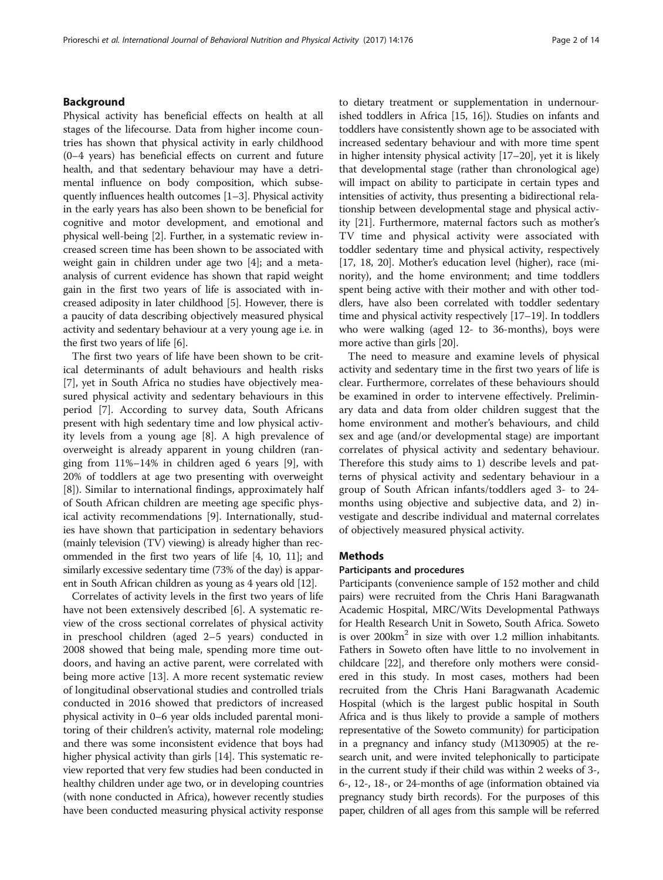## Background

Physical activity has beneficial effects on health at all stages of the lifecourse. Data from higher income countries has shown that physical activity in early childhood (0–4 years) has beneficial effects on current and future health, and that sedentary behaviour may have a detrimental influence on body composition, which subsequently influences health outcomes [1–3]. Physical activity in the early years has also been shown to be beneficial for cognitive and motor development, and emotional and physical well-being [2]. Further, in a systematic review increased screen time has been shown to be associated with weight gain in children under age two [4]; and a meta-analysis of current evidence has shown that rapid weight gain in the first two years of life is associated with increased adiposity in later childhood [5]. However, there is a paucity of data describing objectively measured physical activity and sedentary behaviour at a very young age i.e. in the first two years of life [6].

The first two years of life have been shown to be critical determinants of adult behaviours and health risks [7], yet in South Africa no studies have objectively measured physical activity and sedentary behaviours in this period [7]. According to survey data, South Africans present with high sedentary time and low physical activity levels from a young age [8]. A high prevalence of overweight is already apparent in young children (ranging from 11%–14% in children aged 6 years [9], with 20% of toddlers at age two presenting with overweight [8]). Similar to international findings, approximately half of South African children are meeting age specific physical activity recommendations [9]. Internationally, studies have shown that participation in sedentary behaviors (mainly television (TV) viewing) is already higher than recommended in the first two years of life [4, 10, 11]; and similarly excessive sedentary time (73% of the day) is apparent in South African children as young as 4 years old [12].

Correlates of activity levels in the first two years of life have not been extensively described [6]. A systematic review of the cross sectional correlates of physical activity in preschool children (aged 2–5 years) conducted in 2008 showed that being male, spending more time outdoors, and having an active parent, were correlated with being more active [13]. A more recent systematic review of longitudinal observational studies and controlled trials conducted in 2016 showed that predictors of increased physical activity in 0–6 year olds included parental monitoring of their children's activity, maternal role modeling; and there was some inconsistent evidence that boys had higher physical activity than girls [14]. This systematic review reported that very few studies had been conducted in healthy children under age two, or in developing countries (with none conducted in Africa), however recently studies have been conducted measuring physical activity response to dietary treatment or supplementation in undernourished toddlers in Africa [15, 16]). Studies on infants and toddlers have consistently shown age to be associated with increased sedentary behaviour and with more time spent in higher intensity physical activity [17–20], yet it is likely that developmental stage (rather than chronological age) will impact on ability to participate in certain types and intensities of activity, thus presenting a bidirectional relationship between developmental stage and physical activity [21]. Furthermore, maternal factors such as mother's TV time and physical activity were associated with toddler sedentary time and physical activity, respectively [17, 18, 20]. Mother's education level (higher), race (minority), and the home environment; and time toddlers spent being active with their mother and with other toddlers, have also been correlated with toddler sedentary time and physical activity respectively [17–19]. In toddlers who were walking (aged 12- to 36-months), boys were more active than girls [20].

The need to measure and examine levels of physical activity and sedentary time in the first two years of life is clear. Furthermore, correlates of these behaviours should be examined in order to intervene effectively. Preliminary data and data from older children suggest that the home environment and mother's behaviours, and child sex and age (and/or developmental stage) are important correlates of physical activity and sedentary behaviour. Therefore this study aims to 1) describe levels and patterns of physical activity and sedentary behaviour in a group of South African infants/toddlers aged 3- to 24-months using objective and subjective data, and 2) investigate and describe individual and maternal correlates of objectively measured physical activity.

## Methods

### Participants and procedures

Participants (convenience sample of 152 mother and child pairs) were recruited from the Chris Hani Baragwanath Academic Hospital, MRC/Wits Developmental Pathways for Health Research Unit in Soweto, South Africa. Soweto is over 200km$^2$ in size with over 1.2 million inhabitants. Fathers in Soweto often have little to no involvement in childcare [22], and therefore only mothers were considered in this study. In most cases, mothers had been recruited from the Chris Hani Baragwanath Academic Hospital (which is the largest public hospital in South Africa and is thus likely to provide a sample of mothers representative of the Soweto community) for participation in a pregnancy and infancy study (M130905) at the research unit, and were invited telephonically to participate in the current study if their child was within 2 weeks of 3-, 6-, 12-, 18-, or 24-months of age (information obtained via pregnancy study birth records). For the purposes of this paper, children of all ages from this sample will be referred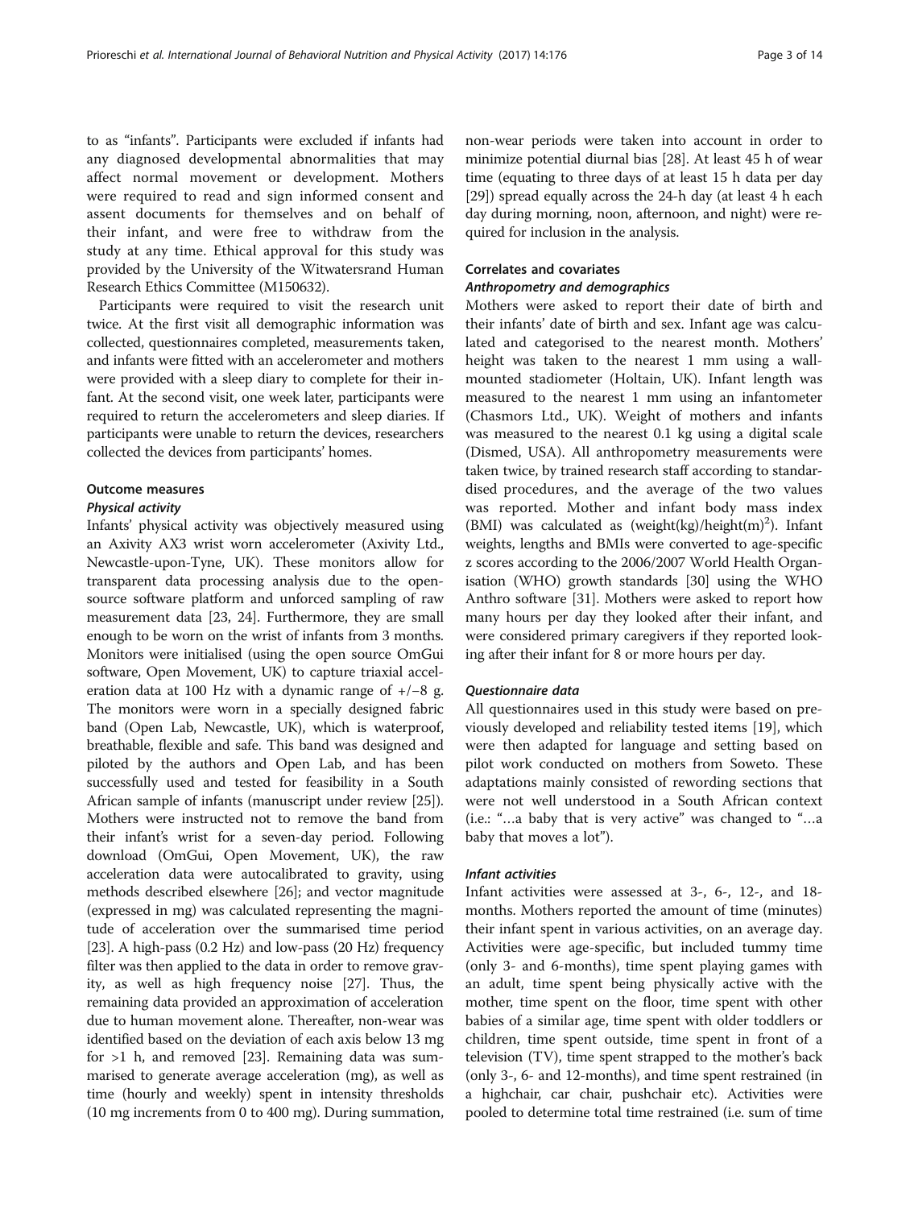to as "infants". Participants were excluded if infants had any diagnosed developmental abnormalities that may affect normal movement or development. Mothers were required to read and sign informed consent and assent documents for themselves and on behalf of their infant, and were free to withdraw from the study at any time. Ethical approval for this study was provided by the University of the Witwatersrand Human Research Ethics Committee (M150632).

Participants were required to visit the research unit twice. At the first visit all demographic information was collected, questionnaires completed, measurements taken, and infants were fitted with an accelerometer and mothers were provided with a sleep diary to complete for their infant. At the second visit, one week later, participants were required to return the accelerometers and sleep diaries. If participants were unable to return the devices, researchers collected the devices from participants' homes.

## Outcome measures

### Physical activity

Infants' physical activity was objectively measured using an Axivity AX3 wrist worn accelerometer (Axivity Ltd., Newcastle-upon-Tyne, UK). These monitors allow for transparent data processing analysis due to the open-source software platform and unforced sampling of raw measurement data [23, 24]. Furthermore, they are small enough to be worn on the wrist of infants from 3 months. Monitors were initialised (using the open source OmGui software, Open Movement, UK) to capture triaxial acceleration data at 100 Hz with a dynamic range of +/−8 g. The monitors were worn in a specially designed fabric band (Open Lab, Newcastle, UK), which is waterproof, breathable, flexible and safe. This band was designed and piloted by the authors and Open Lab, and has been successfully used and tested for feasibility in a South African sample of infants (manuscript under review [25]). Mothers were instructed not to remove the band from their infant's wrist for a seven-day period. Following download (OmGui, Open Movement, UK), the raw acceleration data were autocalibrated to gravity, using methods described elsewhere [26]; and vector magnitude (expressed in mg) was calculated representing the magnitude of acceleration over the summarised time period [23]. A high-pass (0.2 Hz) and low-pass (20 Hz) frequency filter was then applied to the data in order to remove gravity, as well as high frequency noise [27]. Thus, the remaining data provided an approximation of acceleration due to human movement alone. Thereafter, non-wear was identified based on the deviation of each axis below 13 mg for >1 h, and removed [23]. Remaining data was summarised to generate average acceleration (mg), as well as time (hourly and weekly) spent in intensity thresholds (10 mg increments from 0 to 400 mg). During summation, non-wear periods were taken into account in order to minimize potential diurnal bias [28]. At least 45 h of wear time (equating to three days of at least 15 h data per day [29]) spread equally across the 24-h day (at least 4 h each day during morning, noon, afternoon, and night) were required for inclusion in the analysis.

## Correlates and covariates

### Anthropometry and demographics

Mothers were asked to report their date of birth and their infants' date of birth and sex. Infant age was calculated and categorised to the nearest month. Mothers' height was taken to the nearest 1 mm using a wall-mounted stadiometer (Holtain, UK). Infant length was measured to the nearest 1 mm using an infantometer (Chasmors Ltd., UK). Weight of mothers and infants was measured to the nearest 0.1 kg using a digital scale (Dismed, USA). All anthropometry measurements were taken twice, by trained research staff according to standardised procedures, and the average of the two values was reported. Mother and infant body mass index (BMI) was calculated as (weight(kg)/height(m)$^2$). Infant weights, lengths and BMIs were converted to age-specific z scores according to the 2006/2007 World Health Organisation (WHO) growth standards [30] using the WHO Anthro software [31]. Mothers were asked to report how many hours per day they looked after their infant, and were considered primary caregivers if they reported looking after their infant for 8 or more hours per day.

### Questionnaire data

All questionnaires used in this study were based on previously developed and reliability tested items [19], which were then adapted for language and setting based on pilot work conducted on mothers from Soweto. These adaptations mainly consisted of rewording sections that were not well understood in a South African context (i.e.: "…a baby that is very active" was changed to "…a baby that moves a lot").

### Infant activities

Infant activities were assessed at 3-, 6-, 12-, and 18-months. Mothers reported the amount of time (minutes) their infant spent in various activities, on an average day. Activities were age-specific, but included tummy time (only 3- and 6-months), time spent playing games with an adult, time spent being physically active with the mother, time spent on the floor, time spent with other babies of a similar age, time spent with older toddlers or children, time spent outside, time spent in front of a television (TV), time spent strapped to the mother's back (only 3-, 6- and 12-months), and time spent restrained (in a highchair, car chair, pushchair etc). Activities were pooled to determine total time restrained (i.e. sum of time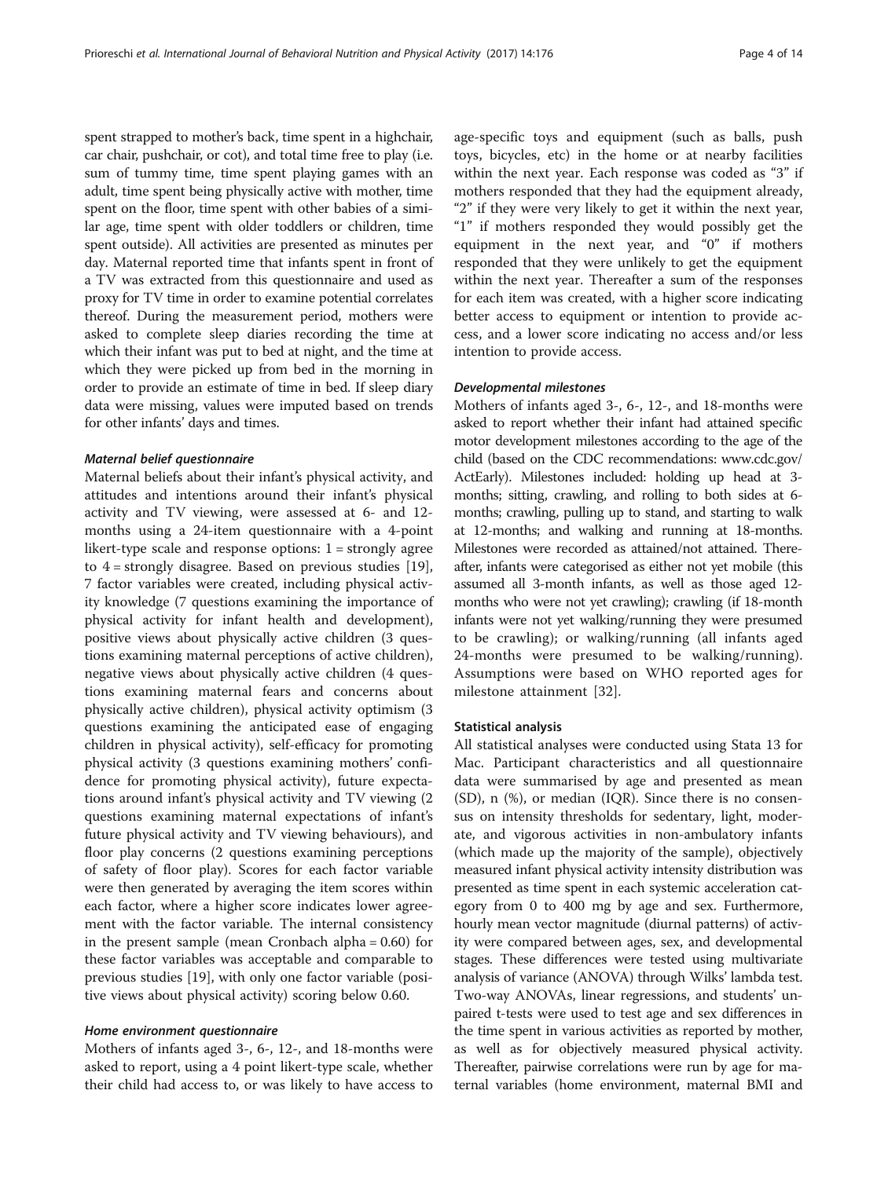spent strapped to mother's back, time spent in a highchair, car chair, pushchair, or cot), and total time free to play (i.e. sum of tummy time, time spent playing games with an adult, time spent being physically active with mother, time spent on the floor, time spent with other babies of a similar age, time spent with older toddlers or children, time spent outside). All activities are presented as minutes per day. Maternal reported time that infants spent in front of a TV was extracted from this questionnaire and used as proxy for TV time in order to examine potential correlates thereof. During the measurement period, mothers were asked to complete sleep diaries recording the time at which their infant was put to bed at night, and the time at which they were picked up from bed in the morning in order to provide an estimate of time in bed. If sleep diary data were missing, values were imputed based on trends for other infants' days and times.

#### *Maternal belief questionnaire*

Maternal beliefs about their infant's physical activity, and attitudes and intentions around their infant's physical activity and TV viewing, were assessed at 6- and 12-months using a 24-item questionnaire with a 4-point likert-type scale and response options: 1 = strongly agree to 4 = strongly disagree. Based on previous studies [19], 7 factor variables were created, including physical activity knowledge (7 questions examining the importance of physical activity for infant health and development), positive views about physically active children (3 questions examining maternal perceptions of active children), negative views about physically active children (4 questions examining maternal fears and concerns about physically active children), physical activity optimism (3 questions examining the anticipated ease of engaging children in physical activity), self-efficacy for promoting physical activity (3 questions examining mothers' confidence for promoting physical activity), future expectations around infant's physical activity and TV viewing (2 questions examining maternal expectations of infant's future physical activity and TV viewing behaviours), and floor play concerns (2 questions examining perceptions of safety of floor play). Scores for each factor variable were then generated by averaging the item scores within each factor, where a higher score indicates lower agreement with the factor variable. The internal consistency in the present sample (mean Cronbach alpha = 0.60) for these factor variables was acceptable and comparable to previous studies [19], with only one factor variable (positive views about physical activity) scoring below 0.60.

#### *Home environment questionnaire*

Mothers of infants aged 3-, 6-, 12-, and 18-months were asked to report, using a 4 point likert-type scale, whether their child had access to, or was likely to have access to age-specific toys and equipment (such as balls, push toys, bicycles, etc) in the home or at nearby facilities within the next year. Each response was coded as "3" if mothers responded that they had the equipment already, "2" if they were very likely to get it within the next year, "1" if mothers responded they would possibly get the equipment in the next year, and "0" if mothers responded that they were unlikely to get the equipment within the next year. Thereafter a sum of the responses for each item was created, with a higher score indicating better access to equipment or intention to provide access, and a lower score indicating no access and/or less intention to provide access.

#### *Developmental milestones*

Mothers of infants aged 3-, 6-, 12-, and 18-months were asked to report whether their infant had attained specific motor development milestones according to the age of the child (based on the CDC recommendations: www.cdc.gov/ActEarly). Milestones included: holding up head at 3-months; sitting, crawling, and rolling to both sides at 6-months; crawling, pulling up to stand, and starting to walk at 12-months; and walking and running at 18-months. Milestones were recorded as attained/not attained. Thereafter, infants were categorised as either not yet mobile (this assumed all 3-month infants, as well as those aged 12-months who were not yet crawling); crawling (if 18-month infants were not yet walking/running they were presumed to be crawling); or walking/running (all infants aged 24-months were presumed to be walking/running). Assumptions were based on WHO reported ages for milestone attainment [32].

### Statistical analysis

All statistical analyses were conducted using Stata 13 for Mac. Participant characteristics and all questionnaire data were summarised by age and presented as mean (SD), n (%), or median (IQR). Since there is no consensus on intensity thresholds for sedentary, light, moderate, and vigorous activities in non-ambulatory infants (which made up the majority of the sample), objectively measured infant physical activity intensity distribution was presented as time spent in each systemic acceleration category from 0 to 400 mg by age and sex. Furthermore, hourly mean vector magnitude (diurnal patterns) of activity were compared between ages, sex, and developmental stages. These differences were tested using multivariate analysis of variance (ANOVA) through Wilks' lambda test. Two-way ANOVAs, linear regressions, and students' unpaired t-tests were used to test age and sex differences in the time spent in various activities as reported by mother, as well as for objectively measured physical activity. Thereafter, pairwise correlations were run by age for maternal variables (home environment, maternal BMI and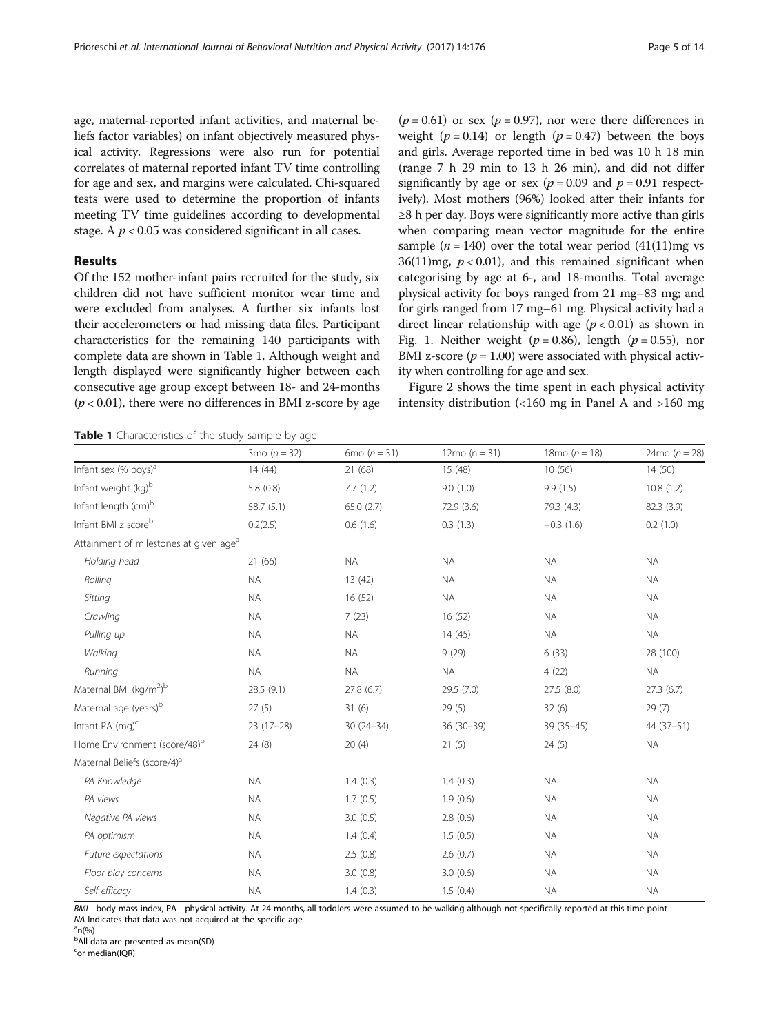age, maternal-reported infant activities, and maternal beliefs factor variables) on infant objectively measured physical activity. Regressions were also run for potential correlates of maternal reported infant TV time controlling for age and sex, and margins were calculated. Chi-squared tests were used to determine the proportion of infants meeting TV time guidelines according to developmental stage. A $p < 0.05$ was considered significant in all cases.

## Results

Of the 152 mother-infant pairs recruited for the study, six children did not have sufficient monitor wear time and were excluded from analyses. A further six infants lost their accelerometers or had missing data files. Participant characteristics for the remaining 140 participants with complete data are shown in Table 1. Although weight and length displayed were significantly higher between each consecutive age group except between 18- and 24-months ($p < 0.01$), there were no differences in BMI z-score by age ($p = 0.61$) or sex ($p = 0.97$), nor were there differences in weight ($p = 0.14$) or length ($p = 0.47$) between the boys and girls. Average reported time in bed was 10 h 18 min (range 7 h 29 min to 13 h 26 min), and did not differ significantly by age or sex ($p = 0.09$ and $p = 0.91$ respectively). Most mothers (96%) looked after their infants for ≥8 h per day. Boys were significantly more active than girls when comparing mean vector magnitude for the entire sample ($n = 140$) over the total wear period (41(11)mg vs 36(11)mg, $p < 0.01$), and this remained significant when categorising by age at 6-, and 18-months. Total average physical activity for boys ranged from 21 mg–83 mg; and for girls ranged from 17 mg–61 mg. Physical activity had a direct linear relationship with age ($p < 0.01$) as shown in Fig. 1. Neither weight ($p = 0.86$), length ($p = 0.55$), nor BMI z-score ($p = 1.00$) were associated with physical activity when controlling for age and sex.

Figure 2 shows the time spent in each physical activity intensity distribution (<160 mg in Panel A and >160 mg

**Table 1** Characteristics of the study sample by age

| | 3mo ($n = 32$) | 6mo ($n = 31$) | 12mo ($n = 31$) | 18mo ($n = 18$) | 24mo ($n = 28$) |
|---|---|---|---|---|---|
| Infant sex (% boys)[a] | 14 (44) | 21 (68) | 15 (48) | 10 (56) | 14 (50) |
| Infant weight (kg)[b] | 5.8 (0.8) | 7.7 (1.2) | 9.0 (1.0) | 9.9 (1.5) | 10.8 (1.2) |
| Infant length (cm)[b] | 58.7 (5.1) | 65.0 (2.7) | 72.9 (3.6) | 79.3 (4.3) | 82.3 (3.9) |
| Infant BMI z score[b] | 0.2(2.5) | 0.6 (1.6) | 0.3 (1.3) | −0.3 (1.6) | 0.2 (1.0) |
| Attainment of milestones at given age[a] | | | | | |
| *Holding head* | 21 (66) | NA | NA | NA | NA |
| *Rolling* | NA | 13 (42) | NA | NA | NA |
| *Sitting* | NA | 16 (52) | NA | NA | NA |
| *Crawling* | NA | 7 (23) | 16 (52) | NA | NA |
| *Pulling up* | NA | NA | 14 (45) | NA | NA |
| *Walking* | NA | NA | 9 (29) | 6 (33) | 28 (100) |
| *Running* | NA | NA | NA | 4 (22) | NA |
| Maternal BMI (kg/m²)[b] | 28.5 (9.1) | 27.8 (6.7) | 29.5 (7.0) | 27.5 (8.0) | 27.3 (6.7) |
| Maternal age (years)[b] | 27 (5) | 31 (6) | 29 (5) | 32 (6) | 29 (7) |
| Infant PA (mg)[c] | 23 (17–28) | 30 (24–34) | 36 (30–39) | 39 (35–45) | 44 (37–51) |
| Home Environment (score/48)[b] | 24 (8) | 20 (4) | 21 (5) | 24 (5) | NA |
| Maternal Beliefs (score/4)[a] | | | | | |
| *PA Knowledge* | NA | 1.4 (0.3) | 1.4 (0.3) | NA | NA |
| *PA views* | NA | 1.7 (0.5) | 1.9 (0.6) | NA | NA |
| *Negative PA views* | NA | 3.0 (0.5) | 2.8 (0.6) | NA | NA |
| *PA optimism* | NA | 1.4 (0.4) | 1.5 (0.5) | NA | NA |
| *Future expectations* | NA | 2.5 (0.8) | 2.6 (0.7) | NA | NA |
| *Floor play concerns* | NA | 3.0 (0.8) | 3.0 (0.6) | NA | NA |
| *Self efficacy* | NA | 1.4 (0.3) | 1.5 (0.4) | NA | NA |

*BMI* - body mass index, PA - physical activity. At 24-months, all toddlers were assumed to be walking although not specifically reported at this time-point
*NA* Indicates that data was not acquired at the specific age
[a] n(%)
[b] All data are presented as mean(SD)
[c] or median(IQR)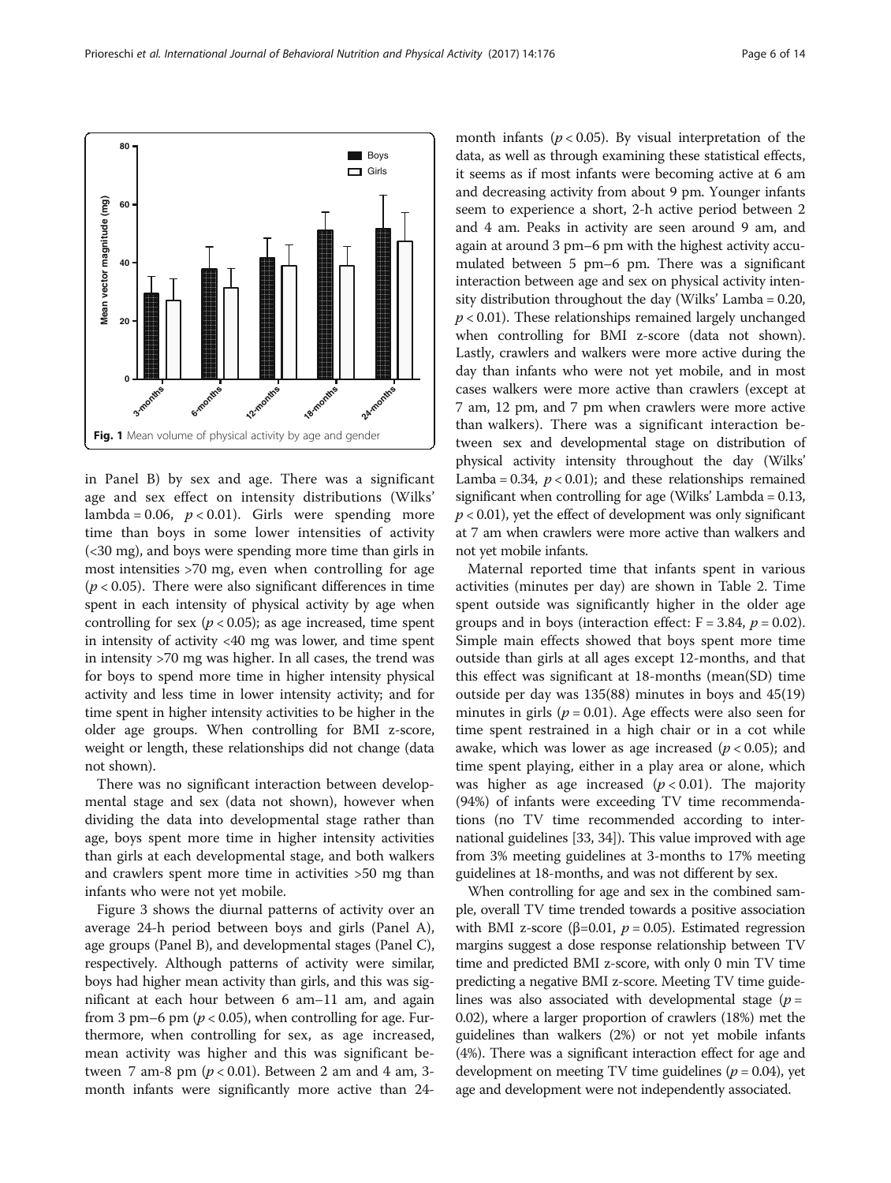Fig. 1 Mean volume of physical activity by age and gender

in Panel B) by sex and age. There was a significant age and sex effect on intensity distributions (Wilks' lambda = 0.06, $p < 0.01$). Girls were spending more time than boys in some lower intensities of activity (<30 mg), and boys were spending more time than girls in most intensities >70 mg, even when controlling for age ($p < 0.05$). There were also significant differences in time spent in each intensity of physical activity by age when controlling for sex ($p < 0.05$); as age increased, time spent in intensity of activity <40 mg was lower, and time spent in intensity >70 mg was higher. In all cases, the trend was for boys to spend more time in higher intensity physical activity and less time in lower intensity activity; and for time spent in higher intensity activities to be higher in the older age groups. When controlling for BMI z-score, weight or length, these relationships did not change (data not shown).

There was no significant interaction between developmental stage and sex (data not shown), however when dividing the data into developmental stage rather than age, boys spent more time in higher intensity activities than girls at each developmental stage, and both walkers and crawlers spent more time in activities >50 mg than infants who were not yet mobile.

Figure 3 shows the diurnal patterns of activity over an average 24-h period between boys and girls (Panel A), age groups (Panel B), and developmental stages (Panel C), respectively. Although patterns of activity were similar, boys had higher mean activity than girls, and this was significant at each hour between 6 am–11 am, and again from 3 pm–6 pm ($p < 0.05$), when controlling for age. Furthermore, when controlling for sex, as age increased, mean activity was higher and this was significant between 7 am-8 pm ($p < 0.01$). Between 2 am and 4 am, 3-month infants were significantly more active than 24-month infants ($p < 0.05$). By visual interpretation of the data, as well as through examining these statistical effects, it seems as if most infants were becoming active at 6 am and decreasing activity from about 9 pm. Younger infants seem to experience a short, 2-h active period between 2 and 4 am. Peaks in activity are seen around 9 am, and again at around 3 pm–6 pm with the highest activity accumulated between 5 pm–6 pm. There was a significant interaction between age and sex on physical activity intensity distribution throughout the day (Wilks' Lamba = 0.20, $p < 0.01$). These relationships remained largely unchanged when controlling for BMI z-score (data not shown). Lastly, crawlers and walkers were more active during the day than infants who were not yet mobile, and in most cases walkers were more active than crawlers (except at 7 am, 12 pm, and 7 pm when crawlers were more active than walkers). There was a significant interaction between sex and developmental stage on distribution of physical activity intensity throughout the day (Wilks' Lamba = 0.34, $p < 0.01$); and these relationships remained significant when controlling for age (Wilks' Lambda = 0.13, $p < 0.01$), yet the effect of development was only significant at 7 am when crawlers were more active than walkers and not yet mobile infants.

Maternal reported time that infants spent in various activities (minutes per day) are shown in Table 2. Time spent outside was significantly higher in the older age groups and in boys (interaction effect: F = 3.84, $p = 0.02$). Simple main effects showed that boys spent more time outside than girls at all ages except 12-months, and that this effect was significant at 18-months (mean(SD) time outside per day was 135(88) minutes in boys and 45(19) minutes in girls ($p = 0.01$). Age effects were also seen for time spent restrained in a high chair or in a cot while awake, which was lower as age increased ($p < 0.05$); and time spent playing, either in a play area or alone, which was higher as age increased ($p < 0.01$). The majority (94%) of infants were exceeding TV time recommendations (no TV time recommended according to international guidelines [33, 34]). This value improved with age from 3% meeting guidelines at 3-months to 17% meeting guidelines at 18-months, and was not different by sex.

When controlling for age and sex in the combined sample, overall TV time trended towards a positive association with BMI z-score (β=0.01, $p = 0.05$). Estimated regression margins suggest a dose response relationship between TV time and predicted BMI z-score, with only 0 min TV time predicting a negative BMI z-score. Meeting TV time guidelines was also associated with developmental stage ($p = 0.02$), where a larger proportion of crawlers (18%) met the guidelines than walkers (2%) or not yet mobile infants (4%). There was a significant interaction effect for age and development on meeting TV time guidelines ($p = 0.04$), yet age and development were not independently associated.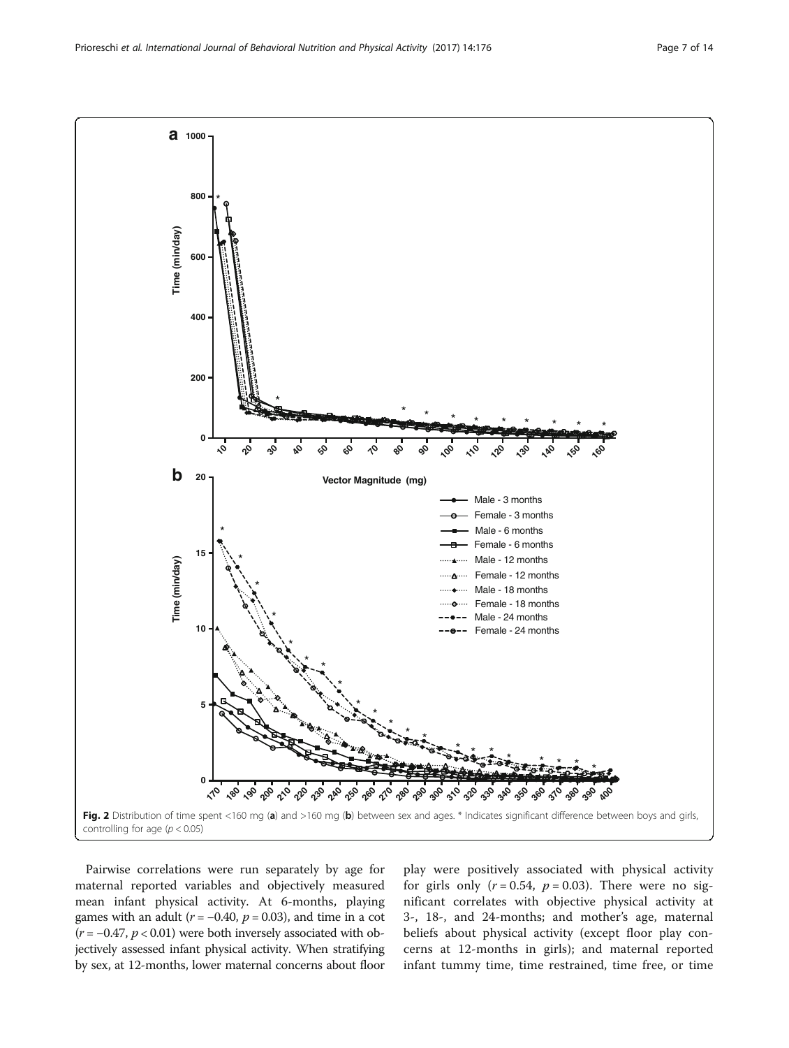Fig. 2 Distribution of time spent <160 mg (a) and >160 mg (b) between sex and ages. * Indicates significant difference between boys and girls, controlling for age ($p < 0.05$)

Pairwise correlations were run separately by age for maternal reported variables and objectively measured mean infant physical activity. At 6-months, playing games with an adult ($r = -0.40$, $p = 0.03$), and time in a cot ($r = -0.47$, $p < 0.01$) were both inversely associated with objectively assessed infant physical activity. When stratifying by sex, at 12-months, lower maternal concerns about floor play were positively associated with physical activity for girls only ($r = 0.54$, $p = 0.03$). There were no significant correlates with objective physical activity at 3-, 18-, and 24-months; and mother's age, maternal beliefs about physical activity (except floor play concerns at 12-months in girls); and maternal reported infant tummy time, time restrained, time free, or time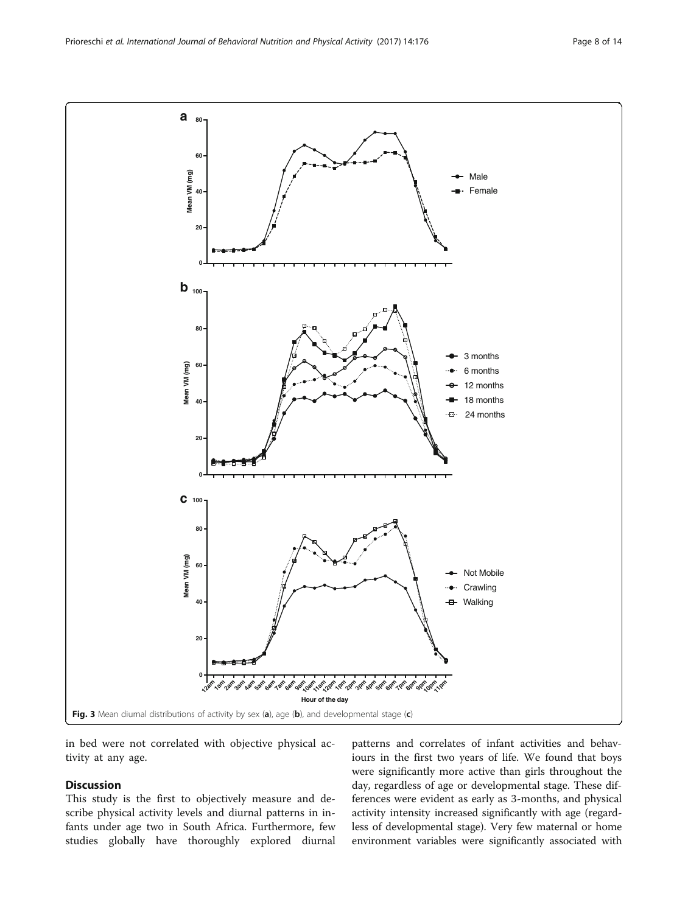Fig. 3 Mean diurnal distributions of activity by sex (a), age (b), and developmental stage (c)

in bed were not correlated with objective physical activity at any age.

## Discussion

This study is the first to objectively measure and describe physical activity levels and diurnal patterns in infants under age two in South Africa. Furthermore, few studies globally have thoroughly explored diurnal patterns and correlates of infant activities and behaviours in the first two years of life. We found that boys were significantly more active than girls throughout the day, regardless of age or developmental stage. These differences were evident as early as 3-months, and physical activity intensity increased significantly with age (regardless of developmental stage). Very few maternal or home environment variables were significantly associated with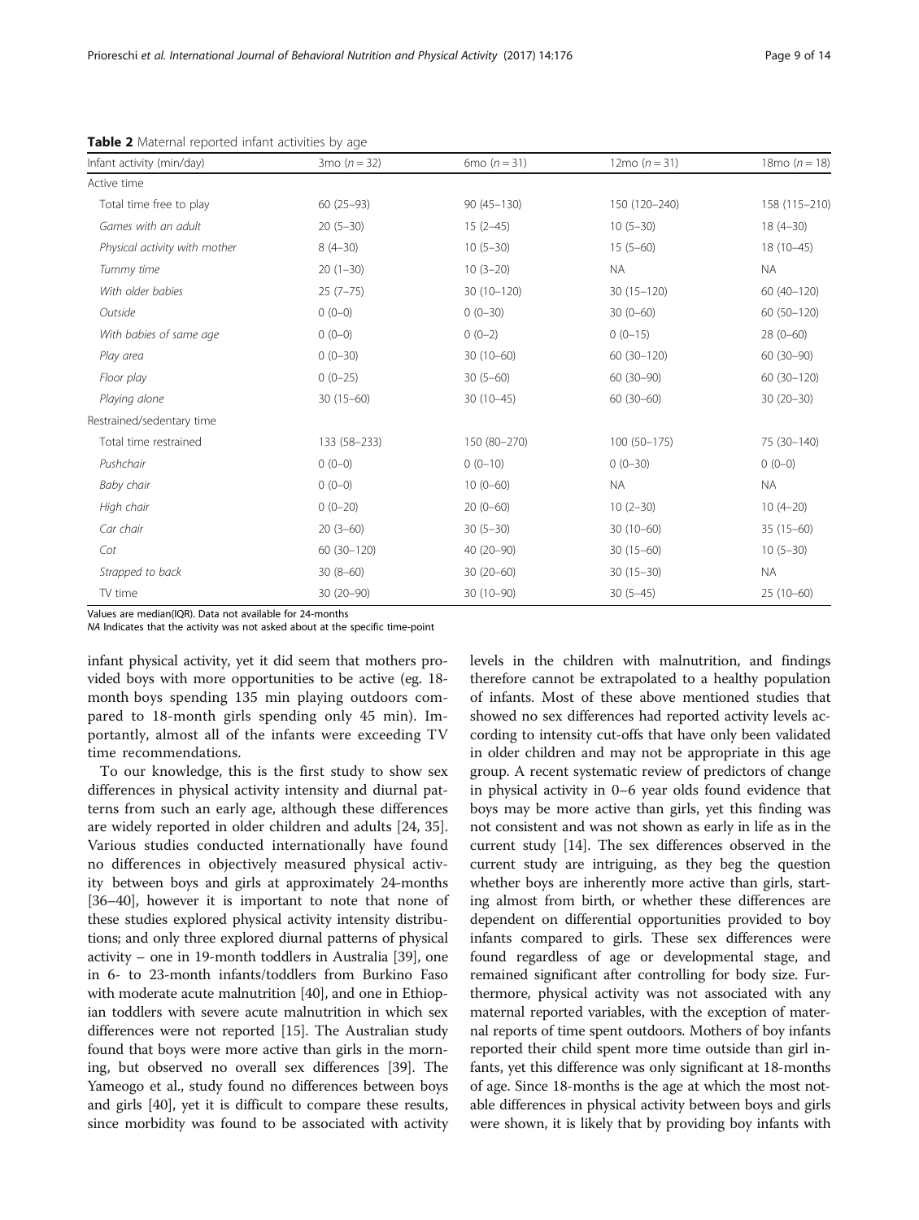**Table 2** Maternal reported infant activities by age

| Infant activity (min/day) | 3mo ($n = 32$) | 6mo ($n = 31$) | 12mo ($n = 31$) | 18mo ($n = 18$) |
|---|---|---|---|---|
| Active time | | | | |
| Total time free to play | 60 (25–93) | 90 (45–130) | 150 (120–240) | 158 (115–210) |
| *Games with an adult* | 20 (5–30) | 15 (2–45) | 10 (5–30) | 18 (4–30) |
| *Physical activity with mother* | 8 (4–30) | 10 (5–30) | 15 (5–60) | 18 (10–45) |
| *Tummy time* | 20 (1–30) | 10 (3–20) | NA | NA |
| *With older babies* | 25 (7–75) | 30 (10–120) | 30 (15–120) | 60 (40–120) |
| *Outside* | 0 (0–0) | 0 (0–30) | 30 (0–60) | 60 (50–120) |
| *With babies of same age* | 0 (0–0) | 0 (0–2) | 0 (0–15) | 28 (0–60) |
| *Play area* | 0 (0–30) | 30 (10–60) | 60 (30–120) | 60 (30–90) |
| *Floor play* | 0 (0–25) | 30 (5–60) | 60 (30–90) | 60 (30–120) |
| *Playing alone* | 30 (15–60) | 30 (10–45) | 60 (30–60) | 30 (20–30) |
| Restrained/sedentary time | | | | |
| Total time restrained | 133 (58–233) | 150 (80–270) | 100 (50–175) | 75 (30–140) |
| *Pushchair* | 0 (0–0) | 0 (0–10) | 0 (0–30) | 0 (0–0) |
| *Baby chair* | 0 (0–0) | 10 (0–60) | NA | NA |
| *High chair* | 0 (0–20) | 20 (0–60) | 10 (2–30) | 10 (4–20) |
| *Car chair* | 20 (3–60) | 30 (5–30) | 30 (10–60) | 35 (15–60) |
| *Cot* | 60 (30–120) | 40 (20–90) | 30 (15–60) | 10 (5–30) |
| *Strapped to back* | 30 (8–60) | 30 (20–60) | 30 (15–30) | NA |
| TV time | 30 (20–90) | 30 (10–90) | 30 (5–45) | 25 (10–60) |

Values are median(IQR). Data not available for 24-months

*NA* Indicates that the activity was not asked about at the specific time-point

infant physical activity, yet it did seem that mothers provided boys with more opportunities to be active (eg. 18-month boys spending 135 min playing outdoors compared to 18-month girls spending only 45 min). Importantly, almost all of the infants were exceeding TV time recommendations.

To our knowledge, this is the first study to show sex differences in physical activity intensity and diurnal patterns from such an early age, although these differences are widely reported in older children and adults [24, 35]. Various studies conducted internationally have found no differences in objectively measured physical activity between boys and girls at approximately 24-months [36–40], however it is important to note that none of these studies explored physical activity intensity distributions; and only three explored diurnal patterns of physical activity – one in 19-month toddlers in Australia [39], one in 6- to 23-month infants/toddlers from Burkino Faso with moderate acute malnutrition [40], and one in Ethiopian toddlers with severe acute malnutrition in which sex differences were not reported [15]. The Australian study found that boys were more active than girls in the morning, but observed no overall sex differences [39]. The Yameogo et al., study found no differences between boys and girls [40], yet it is difficult to compare these results, since morbidity was found to be associated with activity levels in the children with malnutrition, and findings therefore cannot be extrapolated to a healthy population of infants. Most of these above mentioned studies that showed no sex differences had reported activity levels according to intensity cut-offs that have only been validated in older children and may not be appropriate in this age group. A recent systematic review of predictors of change in physical activity in 0–6 year olds found evidence that boys may be more active than girls, yet this finding was not consistent and was not shown as early in life as in the current study [14]. The sex differences observed in the current study are intriguing, as they beg the question whether boys are inherently more active than girls, starting almost from birth, or whether these differences are dependent on differential opportunities provided to boy infants compared to girls. These sex differences were found regardless of age or developmental stage, and remained significant after controlling for body size. Furthermore, physical activity was not associated with any maternal reported variables, with the exception of maternal reports of time spent outdoors. Mothers of boy infants reported their child spent more time outside than girl infants, yet this difference was only significant at 18-months of age. Since 18-months is the age at which the most notable differences in physical activity between boys and girls were shown, it is likely that by providing boy infants with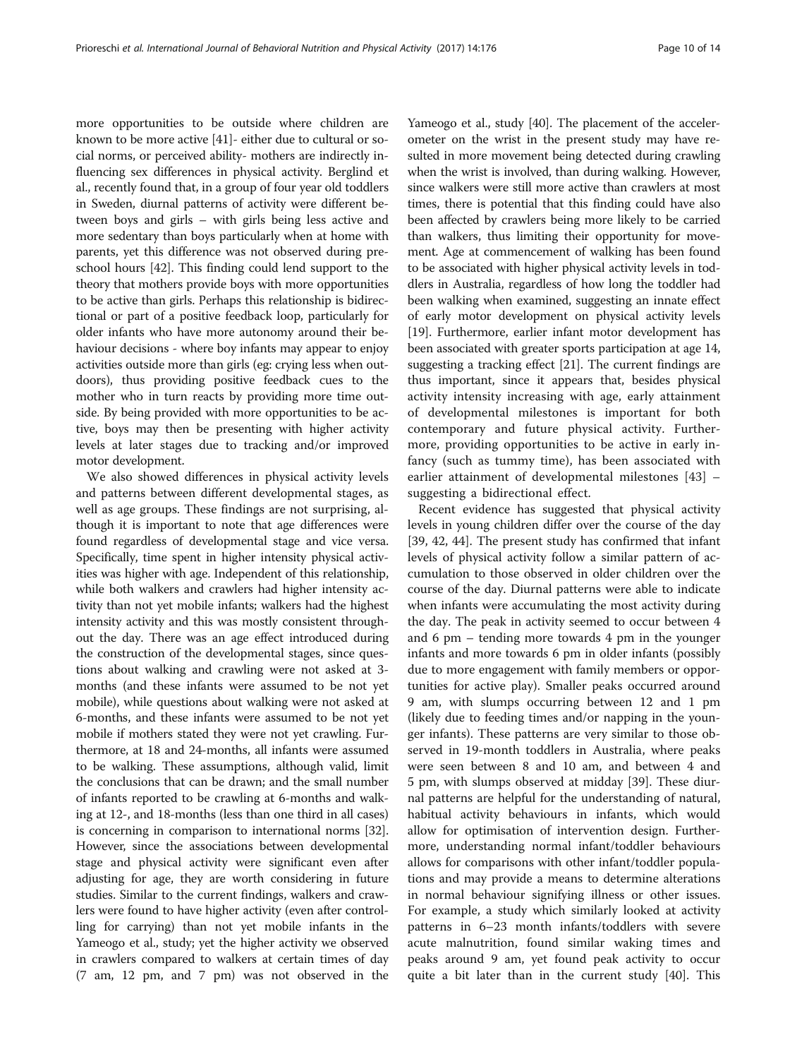more opportunities to be outside where children are known to be more active [41]- either due to cultural or social norms, or perceived ability- mothers are indirectly influencing sex differences in physical activity. Berglind et al., recently found that, in a group of four year old toddlers in Sweden, diurnal patterns of activity were different between boys and girls – with girls being less active and more sedentary than boys particularly when at home with parents, yet this difference was not observed during preschool hours [42]. This finding could lend support to the theory that mothers provide boys with more opportunities to be active than girls. Perhaps this relationship is bidirectional or part of a positive feedback loop, particularly for older infants who have more autonomy around their behaviour decisions - where boy infants may appear to enjoy activities outside more than girls (eg: crying less when outdoors), thus providing positive feedback cues to the mother who in turn reacts by providing more time outside. By being provided with more opportunities to be active, boys may then be presenting with higher activity levels at later stages due to tracking and/or improved motor development.

We also showed differences in physical activity levels and patterns between different developmental stages, as well as age groups. These findings are not surprising, although it is important to note that age differences were found regardless of developmental stage and vice versa. Specifically, time spent in higher intensity physical activities was higher with age. Independent of this relationship, while both walkers and crawlers had higher intensity activity than not yet mobile infants; walkers had the highest intensity activity and this was mostly consistent throughout the day. There was an age effect introduced during the construction of the developmental stages, since questions about walking and crawling were not asked at 3-months (and these infants were assumed to be not yet mobile), while questions about walking were not asked at 6-months, and these infants were assumed to be not yet mobile if mothers stated they were not yet crawling. Furthermore, at 18 and 24-months, all infants were assumed to be walking. These assumptions, although valid, limit the conclusions that can be drawn; and the small number of infants reported to be crawling at 6-months and walking at 12-, and 18-months (less than one third in all cases) is concerning in comparison to international norms [32]. However, since the associations between developmental stage and physical activity were significant even after adjusting for age, they are worth considering in future studies. Similar to the current findings, walkers and crawlers were found to have higher activity (even after controlling for carrying) than not yet mobile infants in the Yameogo et al., study; yet the higher activity we observed in crawlers compared to walkers at certain times of day (7 am, 12 pm, and 7 pm) was not observed in the Yameogo et al., study [40]. The placement of the accelerometer on the wrist in the present study may have resulted in more movement being detected during crawling when the wrist is involved, than during walking. However, since walkers were still more active than crawlers at most times, there is potential that this finding could have also been affected by crawlers being more likely to be carried than walkers, thus limiting their opportunity for movement. Age at commencement of walking has been found to be associated with higher physical activity levels in toddlers in Australia, regardless of how long the toddler had been walking when examined, suggesting an innate effect of early motor development on physical activity levels [19]. Furthermore, earlier infant motor development has been associated with greater sports participation at age 14, suggesting a tracking effect [21]. The current findings are thus important, since it appears that, besides physical activity intensity increasing with age, early attainment of developmental milestones is important for both contemporary and future physical activity. Furthermore, providing opportunities to be active in early infancy (such as tummy time), has been associated with earlier attainment of developmental milestones [43] – suggesting a bidirectional effect.

Recent evidence has suggested that physical activity levels in young children differ over the course of the day [39, 42, 44]. The present study has confirmed that infant levels of physical activity follow a similar pattern of accumulation to those observed in older children over the course of the day. Diurnal patterns were able to indicate when infants were accumulating the most activity during the day. The peak in activity seemed to occur between 4 and 6 pm – tending more towards 4 pm in the younger infants and more towards 6 pm in older infants (possibly due to more engagement with family members or opportunities for active play). Smaller peaks occurred around 9 am, with slumps occurring between 12 and 1 pm (likely due to feeding times and/or napping in the younger infants). These patterns are very similar to those observed in 19-month toddlers in Australia, where peaks were seen between 8 and 10 am, and between 4 and 5 pm, with slumps observed at midday [39]. These diurnal patterns are helpful for the understanding of natural, habitual activity behaviours in infants, which would allow for optimisation of intervention design. Furthermore, understanding normal infant/toddler behaviours allows for comparisons with other infant/toddler populations and may provide a means to determine alterations in normal behaviour signifying illness or other issues. For example, a study which similarly looked at activity patterns in 6–23 month infants/toddlers with severe acute malnutrition, found similar waking times and peaks around 9 am, yet found peak activity to occur quite a bit later than in the current study [40]. This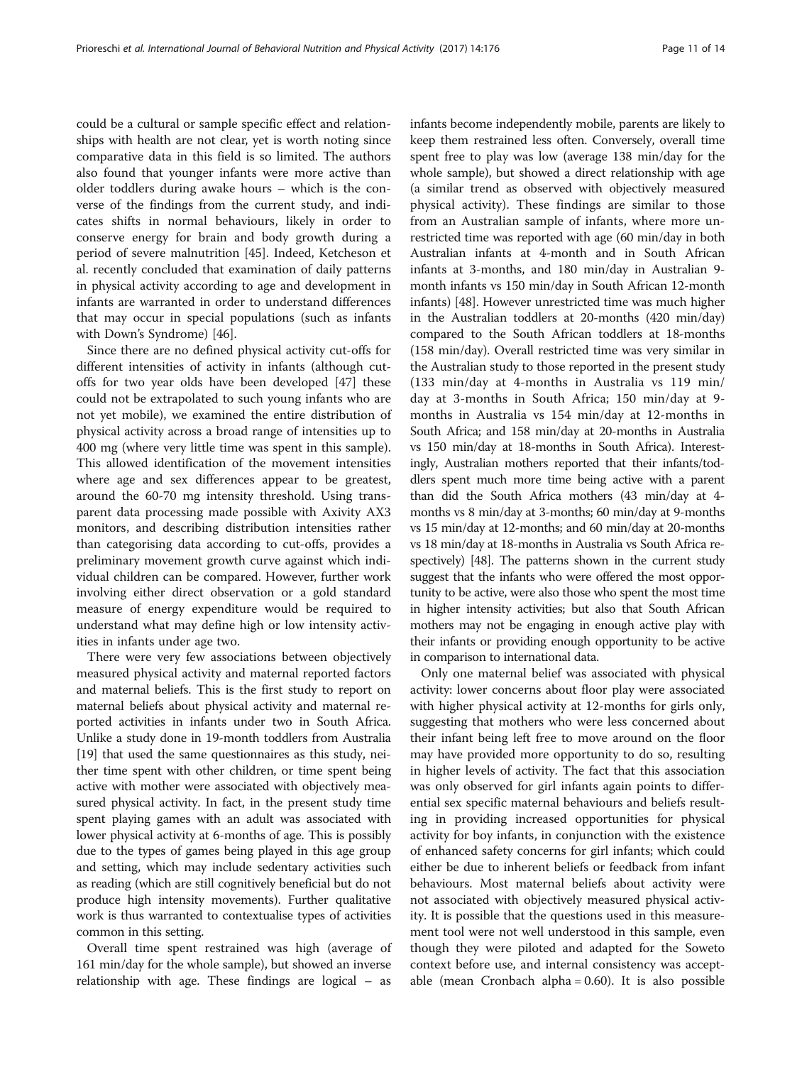could be a cultural or sample specific effect and relationships with health are not clear, yet is worth noting since comparative data in this field is so limited. The authors also found that younger infants were more active than older toddlers during awake hours – which is the converse of the findings from the current study, and indicates shifts in normal behaviours, likely in order to conserve energy for brain and body growth during a period of severe malnutrition [45]. Indeed, Ketcheson et al. recently concluded that examination of daily patterns in physical activity according to age and development in infants are warranted in order to understand differences that may occur in special populations (such as infants with Down's Syndrome) [46].

Since there are no defined physical activity cut-offs for different intensities of activity in infants (although cut-offs for two year olds have been developed [47] these could not be extrapolated to such young infants who are not yet mobile), we examined the entire distribution of physical activity across a broad range of intensities up to 400 mg (where very little time was spent in this sample). This allowed identification of the movement intensities where age and sex differences appear to be greatest, around the 60-70 mg intensity threshold. Using transparent data processing made possible with Axivity AX3 monitors, and describing distribution intensities rather than categorising data according to cut-offs, provides a preliminary movement growth curve against which individual children can be compared. However, further work involving either direct observation or a gold standard measure of energy expenditure would be required to understand what may define high or low intensity activities in infants under age two.

There were very few associations between objectively measured physical activity and maternal reported factors and maternal beliefs. This is the first study to report on maternal beliefs about physical activity and maternal reported activities in infants under two in South Africa. Unlike a study done in 19-month toddlers from Australia [19] that used the same questionnaires as this study, neither time spent with other children, or time spent being active with mother were associated with objectively measured physical activity. In fact, in the present study time spent playing games with an adult was associated with lower physical activity at 6-months of age. This is possibly due to the types of games being played in this age group and setting, which may include sedentary activities such as reading (which are still cognitively beneficial but do not produce high intensity movements). Further qualitative work is thus warranted to contextualise types of activities common in this setting.

Overall time spent restrained was high (average of 161 min/day for the whole sample), but showed an inverse relationship with age. These findings are logical – as infants become independently mobile, parents are likely to keep them restrained less often. Conversely, overall time spent free to play was low (average 138 min/day for the whole sample), but showed a direct relationship with age (a similar trend as observed with objectively measured physical activity). These findings are similar to those from an Australian sample of infants, where more unrestricted time was reported with age (60 min/day in both Australian infants at 4-month and in South African infants at 3-months, and 180 min/day in Australian 9-month infants vs 150 min/day in South African 12-month infants) [48]. However unrestricted time was much higher in the Australian toddlers at 20-months (420 min/day) compared to the South African toddlers at 18-months (158 min/day). Overall restricted time was very similar in the Australian study to those reported in the present study (133 min/day at 4-months in Australia vs 119 min/day at 3-months in South Africa; 150 min/day at 9-months in Australia vs 154 min/day at 12-months in South Africa; and 158 min/day at 20-months in Australia vs 150 min/day at 18-months in South Africa). Interestingly, Australian mothers reported that their infants/toddlers spent much more time being active with a parent than did the South Africa mothers (43 min/day at 4-months vs 8 min/day at 3-months; 60 min/day at 9-months vs 15 min/day at 12-months; and 60 min/day at 20-months vs 18 min/day at 18-months in Australia vs South Africa respectively) [48]. The patterns shown in the current study suggest that the infants who were offered the most opportunity to be active, were also those who spent the most time in higher intensity activities; but also that South African mothers may not be engaging in enough active play with their infants or providing enough opportunity to be active in comparison to international data.

Only one maternal belief was associated with physical activity: lower concerns about floor play were associated with higher physical activity at 12-months for girls only, suggesting that mothers who were less concerned about their infant being left free to move around on the floor may have provided more opportunity to do so, resulting in higher levels of activity. The fact that this association was only observed for girl infants again points to differential sex specific maternal behaviours and beliefs resulting in providing increased opportunities for physical activity for boy infants, in conjunction with the existence of enhanced safety concerns for girl infants; which could either be due to inherent beliefs or feedback from infant behaviours. Most maternal beliefs about activity were not associated with objectively measured physical activity. It is possible that the questions used in this measurement tool were not well understood in this sample, even though they were piloted and adapted for the Soweto context before use, and internal consistency was acceptable (mean Cronbach alpha = 0.60). It is also possible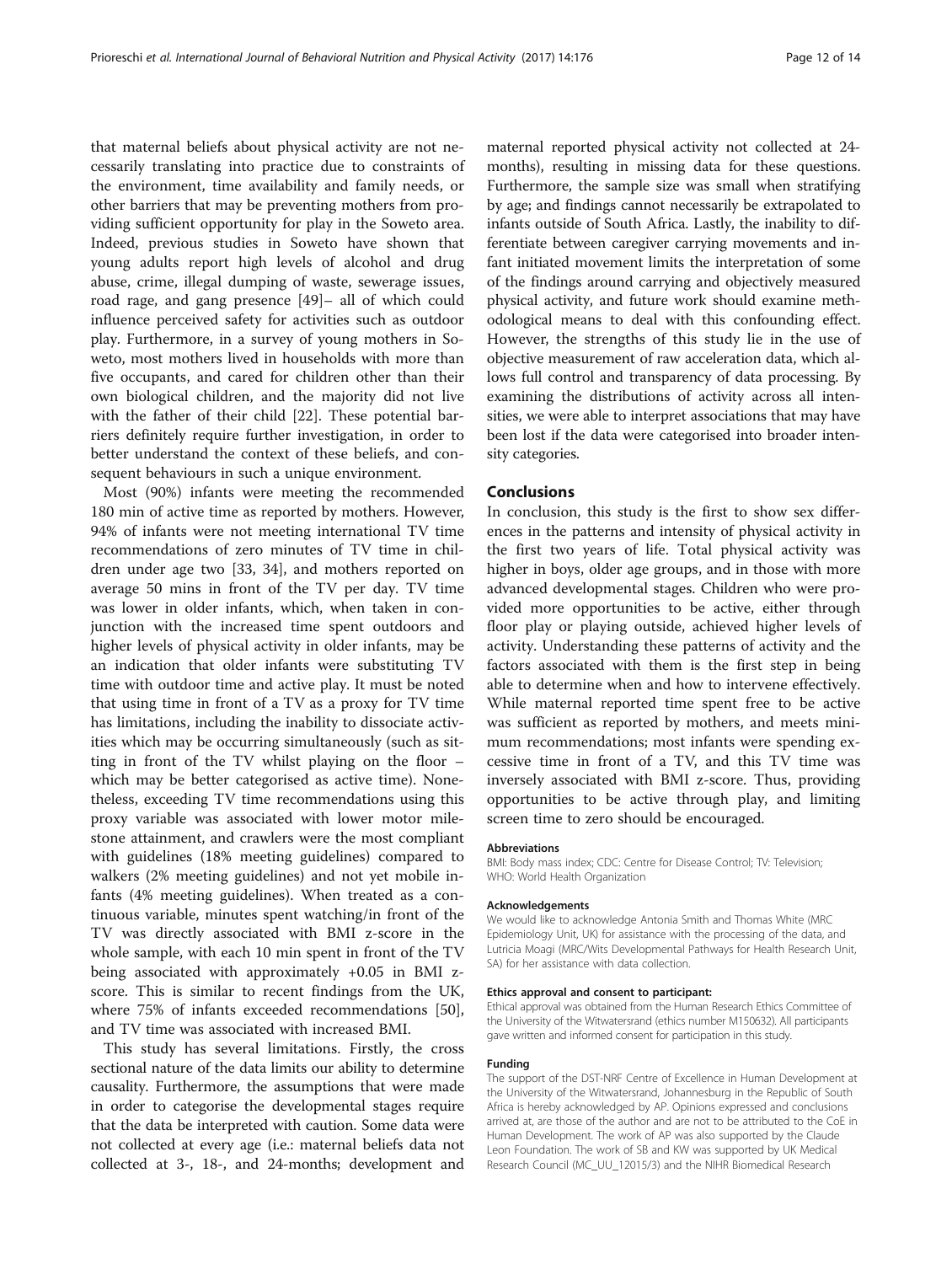that maternal beliefs about physical activity are not necessarily translating into practice due to constraints of the environment, time availability and family needs, or other barriers that may be preventing mothers from providing sufficient opportunity for play in the Soweto area. Indeed, previous studies in Soweto have shown that young adults report high levels of alcohol and drug abuse, crime, illegal dumping of waste, sewerage issues, road rage, and gang presence [49]– all of which could influence perceived safety for activities such as outdoor play. Furthermore, in a survey of young mothers in Soweto, most mothers lived in households with more than five occupants, and cared for children other than their own biological children, and the majority did not live with the father of their child [22]. These potential barriers definitely require further investigation, in order to better understand the context of these beliefs, and consequent behaviours in such a unique environment.

Most (90%) infants were meeting the recommended 180 min of active time as reported by mothers. However, 94% of infants were not meeting international TV time recommendations of zero minutes of TV time in children under age two [33, 34], and mothers reported on average 50 mins in front of the TV per day. TV time was lower in older infants, which, when taken in conjunction with the increased time spent outdoors and higher levels of physical activity in older infants, may be an indication that older infants were substituting TV time with outdoor time and active play. It must be noted that using time in front of a TV as a proxy for TV time has limitations, including the inability to dissociate activities which may be occurring simultaneously (such as sitting in front of the TV whilst playing on the floor – which may be better categorised as active time). Nonetheless, exceeding TV time recommendations using this proxy variable was associated with lower motor milestone attainment, and crawlers were the most compliant with guidelines (18% meeting guidelines) compared to walkers (2% meeting guidelines) and not yet mobile infants (4% meeting guidelines). When treated as a continuous variable, minutes spent watching/in front of the TV was directly associated with BMI z-score in the whole sample, with each 10 min spent in front of the TV being associated with approximately +0.05 in BMI z-score. This is similar to recent findings from the UK, where 75% of infants exceeded recommendations [50], and TV time was associated with increased BMI.

This study has several limitations. Firstly, the cross sectional nature of the data limits our ability to determine causality. Furthermore, the assumptions that were made in order to categorise the developmental stages require that the data be interpreted with caution. Some data were not collected at every age (i.e.: maternal beliefs data not collected at 3-, 18-, and 24-months; development and maternal reported physical activity not collected at 24-months), resulting in missing data for these questions. Furthermore, the sample size was small when stratifying by age; and findings cannot necessarily be extrapolated to infants outside of South Africa. Lastly, the inability to differentiate between caregiver carrying movements and infant initiated movement limits the interpretation of some of the findings around carrying and objectively measured physical activity, and future work should examine methodological means to deal with this confounding effect. However, the strengths of this study lie in the use of objective measurement of raw acceleration data, which allows full control and transparency of data processing. By examining the distributions of activity across all intensities, we were able to interpret associations that may have been lost if the data were categorised into broader intensity categories.

## Conclusions

In conclusion, this study is the first to show sex differences in the patterns and intensity of physical activity in the first two years of life. Total physical activity was higher in boys, older age groups, and in those with more advanced developmental stages. Children who were provided more opportunities to be active, either through floor play or playing outside, achieved higher levels of activity. Understanding these patterns of activity and the factors associated with them is the first step in being able to determine when and how to intervene effectively. While maternal reported time spent free to be active was sufficient as reported by mothers, and meets minimum recommendations; most infants were spending excessive time in front of a TV, and this TV time was inversely associated with BMI z-score. Thus, providing opportunities to be active through play, and limiting screen time to zero should be encouraged.

#### Abbreviations

BMI: Body mass index; CDC: Centre for Disease Control; TV: Television; WHO: World Health Organization

#### Acknowledgements

We would like to acknowledge Antonia Smith and Thomas White (MRC Epidemiology Unit, UK) for assistance with the processing of the data, and Lutricia Moagi (MRC/Wits Developmental Pathways for Health Research Unit, SA) for her assistance with data collection.

#### Ethics approval and consent to participant:

Ethical approval was obtained from the Human Research Ethics Committee of the University of the Witwatersrand (ethics number M150632). All participants gave written and informed consent for participation in this study.

#### Funding

The support of the DST-NRF Centre of Excellence in Human Development at the University of the Witwatersrand, Johannesburg in the Republic of South Africa is hereby acknowledged by AP. Opinions expressed and conclusions arrived at, are those of the author and are not to be attributed to the CoE in Human Development. The work of AP was also supported by the Claude Leon Foundation. The work of SB and KW was supported by UK Medical Research Council (MC_UU_12015/3) and the NIHR Biomedical Research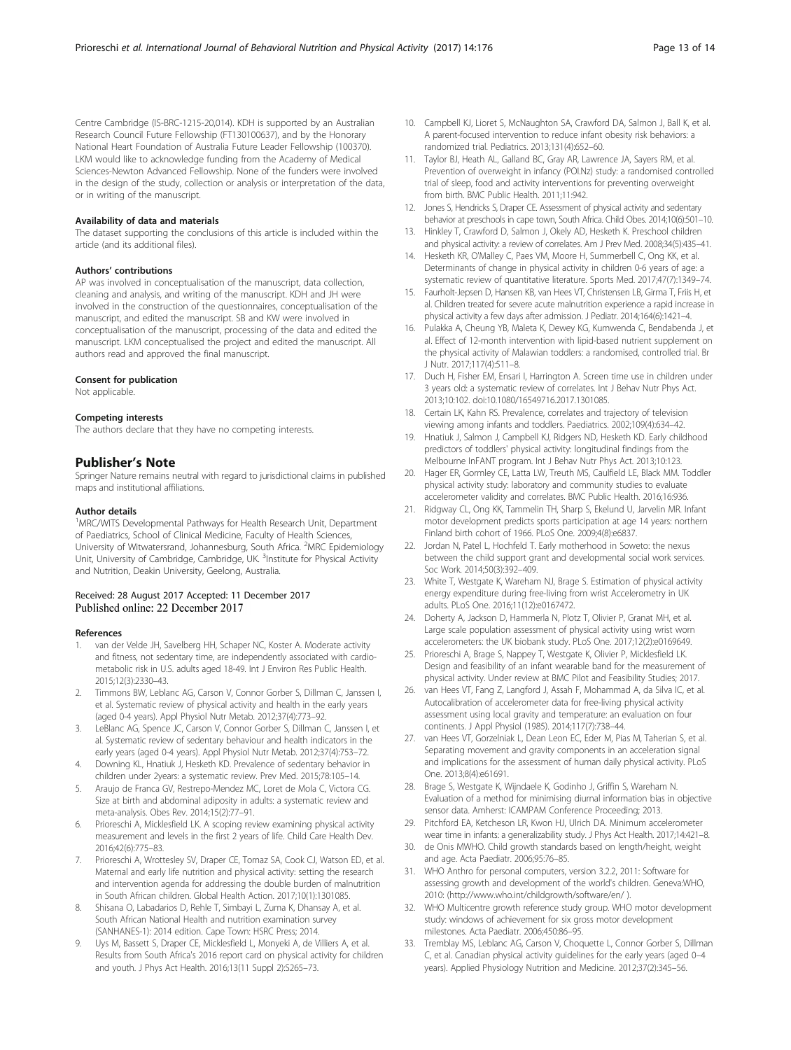Centre Cambridge (IS-BRC-1215-20,014). KDH is supported by an Australian Research Council Future Fellowship (FT130100637), and by the Honorary National Heart Foundation of Australia Future Leader Fellowship (100370). LKM would like to acknowledge funding from the Academy of Medical Sciences-Newton Advanced Fellowship. None of the funders were involved in the design of the study, collection or analysis or interpretation of the data, or in writing of the manuscript.

#### Availability of data and materials

The dataset supporting the conclusions of this article is included within the article (and its additional files).

#### Authors' contributions

AP was involved in conceptualisation of the manuscript, data collection, cleaning and analysis, and writing of the manuscript. KDH and JH were involved in the construction of the questionnaires, conceptualisation of the manuscript, and edited the manuscript. SB and KW were involved in conceptualisation of the manuscript, processing of the data and edited the manuscript. LKM conceptualised the project and edited the manuscript. All authors read and approved the final manuscript.

#### Consent for publication

Not applicable.

#### Competing interests

The authors declare that they have no competing interests.

## Publisher's Note

Springer Nature remains neutral with regard to jurisdictional claims in published maps and institutional affiliations.

#### Author details

[1]MRC/WITS Developmental Pathways for Health Research Unit, Department of Paediatrics, School of Clinical Medicine, Faculty of Health Sciences, University of Witwatersrand, Johannesburg, South Africa. [2]MRC Epidemiology Unit, University of Cambridge, Cambridge, UK. [3]Institute for Physical Activity and Nutrition, Deakin University, Geelong, Australia.

Received: 28 August 2017 Accepted: 11 December 2017
Published online: 22 December 2017

#### References

1. van der Velde JH, Savelberg HH, Schaper NC, Koster A. Moderate activity and fitness, not sedentary time, are independently associated with cardio-metabolic risk in U.S. adults aged 18-49. Int J Environ Res Public Health. 2015;12(3):2330–43.
2. Timmons BW, Leblanc AG, Carson V, Connor Gorber S, Dillman C, Janssen I, et al. Systematic review of physical activity and health in the early years (aged 0-4 years). Appl Physiol Nutr Metab. 2012;37(4):773–92.
3. LeBlanc AG, Spence JC, Carson V, Connor Gorber S, Dillman C, Janssen I, et al. Systematic review of sedentary behaviour and health indicators in the early years (aged 0-4 years). Appl Physiol Nutr Metab. 2012;37(4):753–72.
4. Downing KL, Hnatiuk J, Hesketh KD. Prevalence of sedentary behavior in children under 2years: a systematic review. Prev Med. 2015;78:105–14.
5. Araujo de Franca GV, Restrepo-Mendez MC, Loret de Mola C, Victora CG. Size at birth and abdominal adiposity in adults: a systematic review and meta-analysis. Obes Rev. 2014;15(2):77–91.
6. Prioreschi A, Micklesfield LK. A scoping review examining physical activity measurement and levels in the first 2 years of life. Child Care Health Dev. 2016;42(6):775–83.
7. Prioreschi A, Wrottesley SV, Draper CE, Tomaz SA, Cook CJ, Watson ED, et al. Maternal and early life nutrition and physical activity: setting the research and intervention agenda for addressing the double burden of malnutrition in South African children. Global Health Action. 2017;10(1):1301085.
8. Shisana O, Labadarios D, Rehle T, Simbayi L, Zuma K, Dhansay A, et al. South African National Health and nutrition examination survey (SANHANES-1): 2014 edition. Cape Town: HSRC Press; 2014.
9. Uys M, Bassett S, Draper CE, Micklesfield L, Monyeki A, de Villiers A, et al. Results from South Africa's 2016 report card on physical activity for children and youth. J Phys Act Health. 2016;13(11 Suppl 2):S265–73.
10. Campbell KJ, Lioret S, McNaughton SA, Crawford DA, Salmon J, Ball K, et al. A parent-focused intervention to reduce infant obesity risk behaviors: a randomized trial. Pediatrics. 2013;131(4):652–60.
11. Taylor BJ, Heath AL, Galland BC, Gray AR, Lawrence JA, Sayers RM, et al. Prevention of overweight in infancy (POI.Nz) study: a randomised controlled trial of sleep, food and activity interventions for preventing overweight from birth. BMC Public Health. 2011;11:942.
12. Jones S, Hendricks S, Draper CE. Assessment of physical activity and sedentary behavior at preschools in cape town, South Africa. Child Obes. 2014;10(6):501–10.
13. Hinkley T, Crawford D, Salmon J, Okely AD, Hesketh K. Preschool children and physical activity: a review of correlates. Am J Prev Med. 2008;34(5):435–41.
14. Hesketh KR, O'Malley C, Paes VM, Moore H, Summerbell C, Ong KK, et al. Determinants of change in physical activity in children 0-6 years of age: a systematic review of quantitative literature. Sports Med. 2017;47(7):1349–74.
15. Faurholt-Jepsen D, Hansen KB, van Hees VT, Christensen LB, Girma T, Friis H, et al. Children treated for severe acute malnutrition experience a rapid increase in physical activity a few days after admission. J Pediatr. 2014;164(6):1421–4.
16. Pulakka A, Cheung YB, Maleta K, Dewey KG, Kumwenda C, Bendabenda J, et al. Effect of 12-month intervention with lipid-based nutrient supplement on the physical activity of Malawian toddlers: a randomised, controlled trial. Br J Nutr. 2017;117(4):511–8.
17. Duch H, Fisher EM, Ensari I, Harrington A. Screen time use in children under 3 years old: a systematic review of correlates. Int J Behav Nutr Phys Act. 2013;10:102. doi:10.1080/16549716.2017.1301085.
18. Certain LK, Kahn RS. Prevalence, correlates and trajectory of television viewing among infants and toddlers. Paediatrics. 2002;109(4):634–42.
19. Hnatiuk J, Salmon J, Campbell KJ, Ridgers ND, Hesketh KD. Early childhood predictors of toddlers' physical activity: longitudinal findings from the Melbourne InFANT program. Int J Behav Nutr Phys Act. 2013;10:123.
20. Hager ER, Gormley CE, Latta LW, Treuth MS, Caulfield LE, Black MM. Toddler physical activity study: laboratory and community studies to evaluate accelerometer validity and correlates. BMC Public Health. 2016;16:936.
21. Ridgway CL, Ong KK, Tammelin TH, Sharp S, Ekelund U, Jarvelin MR. Infant motor development predicts sports participation at age 14 years: northern Finland birth cohort of 1966. PLoS One. 2009;4(8):e6837.
22. Jordan N, Patel L, Hochfeld T. Early motherhood in Soweto: the nexus between the child support grant and developmental social work services. Soc Work. 2014;50(3):392–409.
23. White T, Westgate K, Wareham NJ, Brage S. Estimation of physical activity energy expenditure during free-living from wrist Accelerometry in UK adults. PLoS One. 2016;11(12):e0167472.
24. Doherty A, Jackson D, Hammerla N, Plotz T, Olivier P, Granat MH, et al. Large scale population assessment of physical activity using wrist worn accelerometers: the UK biobank study. PLoS One. 2017;12(2):e0169649.
25. Prioreschi A, Brage S, Nappey T, Westgate K, Olivier P, Micklesfield LK. Design and feasibility of an infant wearable band for the measurement of physical activity. Under review at BMC Pilot and Feasibility Studies; 2017.
26. van Hees VT, Fang Z, Langford J, Assah F, Mohammad A, da Silva IC, et al. Autocalibration of accelerometer data for free-living physical activity assessment using local gravity and temperature: an evaluation on four continents. J Appl Physiol (1985). 2014;117(7):738–44.
27. van Hees VT, Gorzelniak L, Dean Leon EC, Eder M, Pias M, Taherian S, et al. Separating movement and gravity components in an acceleration signal and implications for the assessment of human daily physical activity. PLoS One. 2013;8(4):e61691.
28. Brage S, Westgate K, Wijndaele K, Godinho J, Griffin S, Wareham N. Evaluation of a method for minimising diurnal information bias in objective sensor data. Amherst: ICAMPAM Conference Proceeding; 2013.
29. Pitchford EA, Ketcheson LR, Kwon HJ, Ulrich DA. Minimum accelerometer wear time in infants: a generalizability study. J Phys Act Health. 2017;14:421–8.
30. de Onis MWHO. Child growth standards based on length/height, weight and age. Acta Paediatr. 2006;95:76–85.
31. WHO Anthro for personal computers, version 3.2.2, 2011: Software for assessing growth and development of the world's children. Geneva:WHO, 2010: (http://www.who.int/childgrowth/software/en/ ).
32. WHO Multicentre growth reference study group. WHO motor development study: windows of achievement for six gross motor development milestones. Acta Paediatr. 2006;450:86–95.
33. Tremblay MS, Leblanc AG, Carson V, Choquette L, Connor Gorber S, Dillman C, et al. Canadian physical activity guidelines for the early years (aged 0–4 years). Applied Physiology Nutrition and Medicine. 2012;37(2):345–56.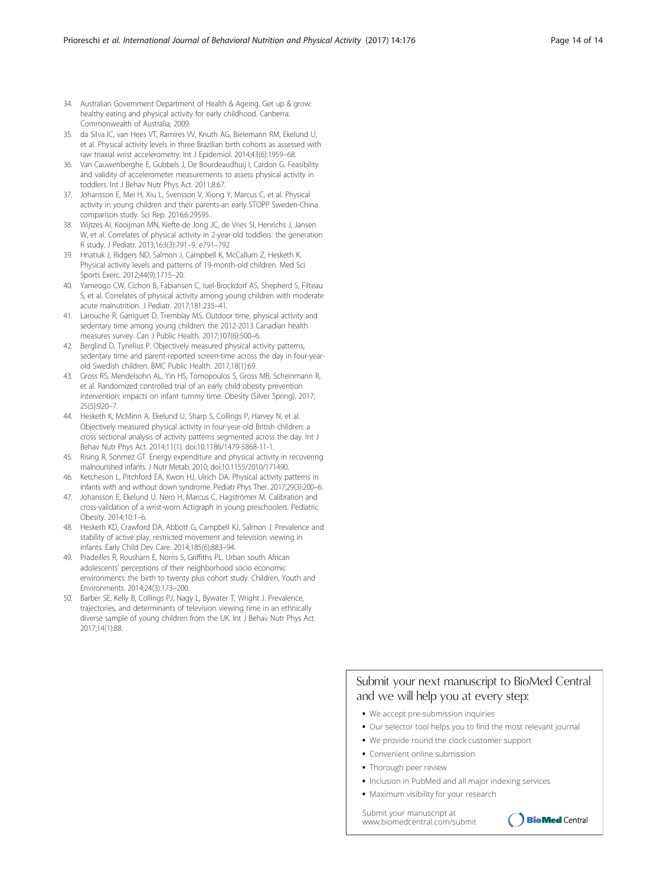34. Australian Government Department of Health & Ageing. Get up & grow: healthy eating and physical activity for early childhood. Canberra: Commonwealth of Australia; 2009.
35. da Silva IC, van Hees VT, Ramires VV, Knuth AG, Bielemann RM, Ekelund U, et al. Physical activity levels in three Brazilian birth cohorts as assessed with raw triaxial wrist accelerometry. Int J Epidemiol. 2014;43(6):1959–68.
36. Van Cauwenberghe E, Gubbels J, De Bourdeaudhuij I, Cardon G. Feasibility and validity of accelerometer measurements to assess physical activity in toddlers. Int J Behav Nutr Phys Act. 2011;8:67.
37. Johansson E, Mei H, Xiu L, Svensson V, Xiong Y, Marcus C, et al. Physical activity in young children and their parents-an early STOPP Sweden-China comparison study. Sci Rep. 2016;6:29595.
38. Wijtzes AI, Kooijman MN, Kiefte-de Jong JC, de Vries SI, Henrichs J, Jansen W, et al. Correlates of physical activity in 2-year-old toddlers: the generation R study. J Pediatr. 2013;163(3):791–9. e791–792
39. Hnatiuk J, Ridgers ND, Salmon J, Campbell K, McCallum Z, Hesketh K. Physical activity levels and patterns of 19-month-old children. Med Sci Sports Exerc. 2012;44(9):1715–20.
40. Yameogo CW, Cichon B, Fabiansen C, Iuel-Brockdorf AS, Shepherd S, Filteau S, et al. Correlates of physical activity among young children with moderate acute malnutrition. J Pediatr. 2017;181:235–41.
41. Larouche R, Garriguet D, Tremblay MS. Outdoor time, physical activity and sedentary time among young children: the 2012-2013 Canadian health measures survey. Can J Public Health. 2017;107(6):500–6.
42. Berglind D, Tynelius P. Objectively measured physical activity patterns, sedentary time and parent-reported screen-time across the day in four-year-old Swedish children. BMC Public Health. 2017;18(1):69.
43. Gross RS, Mendelsohn AL, Yin HS, Tomopoulos S, Gross MB, Scheinmann R, et al. Randomized controlled trial of an early child obesity prevention intervention: impacts on infant tummy time. Obesity (Silver Spring). 2017; 25(5):920–7.
44. Hesketh K, McMinn A, Ekelund U, Sharp S, Collings P, Harvey N, et al. Objectively measured physical activity in four-year-old British children: a cross sectional analysis of activity patterns segmented across the day. Int J Behav Nutr Phys Act. 2014;11(1). doi:10.1186/1479-5868-11-1.
45. Rising R, Sonmez GT. Energy expenditure and physical activity in recovering malnourished infants. J Nutr Metab. 2010; doi:10.1155/2010/171490.
46. Ketcheson L, Pitchford EA, Kwon HJ, Ulrich DA. Physical activity patterns in infants with and without down syndrome. Pediatr Phys Ther. 2017;29(3):200–6.
47. Johansson E, Ekelund U, Nero H, Marcus C, Hagströmer M. Calibration and cross-validation of a wrist-worn Actigraph in young preschoolers. Pediatric Obesity. 2014;10:1–6.
48. Hesketh KD, Crawford DA, Abbott G, Campbell KJ, Salmon J. Prevalence and stability of active play, restricted movement and television viewing in infants. Early Child Dev Care. 2014;185(6):883–94.
49. Pradeilles R, Rousham E, Norris S, Griffiths PL. Urban south African adolescents' perceptions of their neighborhood socio economic environments: the birth to twenty plus cohort study. Children, Youth and Environments. 2014;24(3):173–200.
50. Barber SE, Kelly B, Collings PJ, Nagy L, Bywater T, Wright J. Prevalence, trajectories, and determinants of television viewing time in an ethnically diverse sample of young children from the UK. Int J Behav Nutr Phys Act. 2017;14(1):88.

Submit your next manuscript to BioMed Central and we will help you at every step:

- We accept pre-submission inquiries
- Our selector tool helps you to find the most relevant journal
- We provide round the clock customer support
- Convenient online submission
- Thorough peer review
- Inclusion in PubMed and all major indexing services
- Maximum visibility for your research

Submit your manuscript at www.biomedcentral.com/submit

BioMed Central